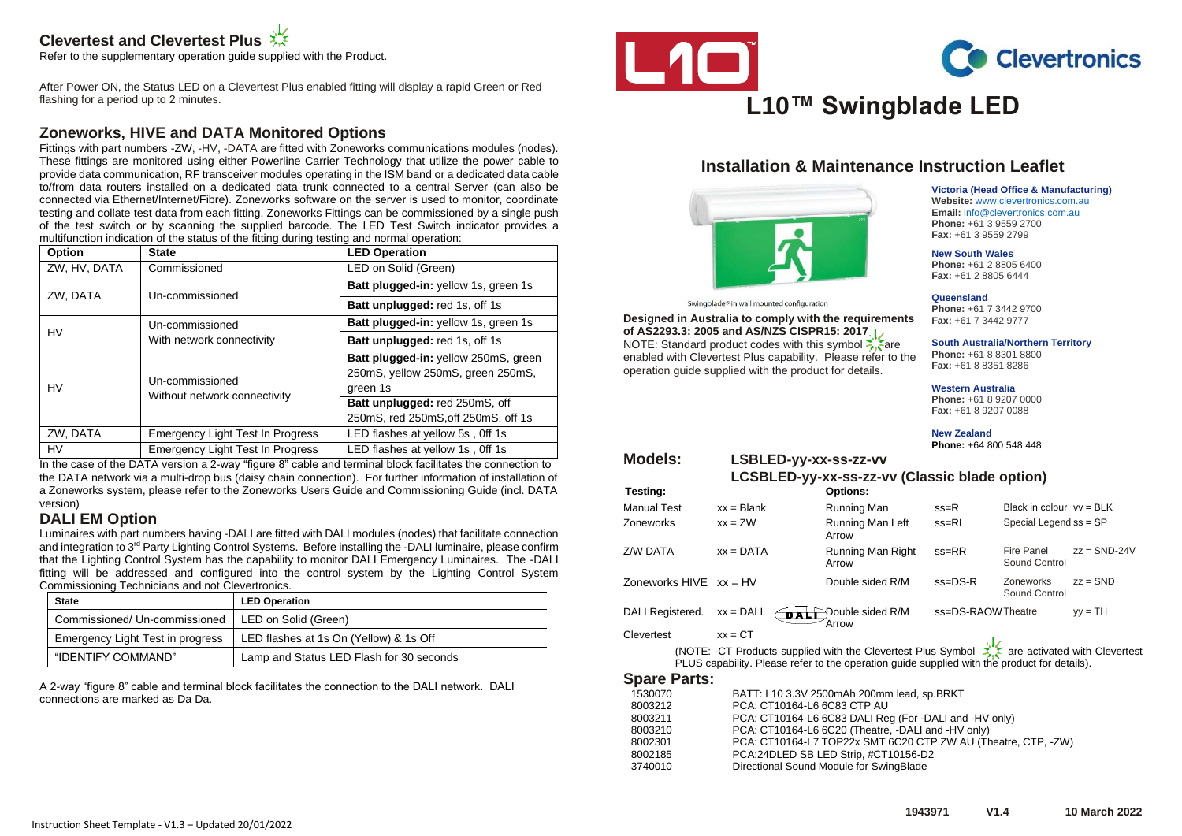## Clevertest and Clevertest Plus

Refer to the supplementary operation guide supplied with the Product.

After Power ON, the Status LED on a Clevertest Plus enabled fitting will display a rapid Green or Red flashing for a period up to 2 minutes.

## Zoneworks, HIVE and DATA Monitored Options

Fittings with part numbers -ZW, -HV, -DATA are fitted with Zoneworks communications modules (nodes). These fittings are monitored using either Powerline Carrier Technology that utilize the power cable to provide data communication, RF transceiver modules operating in the ISM band or a dedicated data cable to/from data routers installed on a dedicated data trunk connected to a central Server (can also be connected via Ethernet/Internet/Fibre). Zoneworks software on the server is used to monitor, coordinate testing and collate test data from each fitting. Zoneworks Fittings can be commissioned by a single push of the test switch or by scanning the supplied barcode. The LED Test Switch indicator provides a multifunction indication of the status of the fitting during testing and normal operation:

| Option | State | LED Operation |
|---|---|---|
| ZW, HV, DATA | Commissioned | LED on Solid (Green) |
| ZW, DATA | Un-commissioned | **Batt plugged-in:** yellow 1s, green 1s |
| | | **Batt unplugged:** red 1s, off 1s |
| HV | Un-commissioned With network connectivity | **Batt plugged-in:** yellow 1s, green 1s |
| | | **Batt unplugged:** red 1s, off 1s |
| HV | Un-commissioned Without network connectivity | **Batt plugged-in:** yellow 250mS, green 250mS, yellow 250mS, green 250mS, green 1s |
| | | **Batt unplugged:** red 250mS, off 250mS, red 250mS,off 250mS, off 1s |
| ZW, DATA | Emergency Light Test In Progress | LED flashes at yellow 5s , 0ff 1s |
| HV | Emergency Light Test In Progress | LED flashes at yellow 1s , 0ff 1s |

In the case of the DATA version a 2-way "figure 8" cable and terminal block facilitates the connection to the DATA network via a multi-drop bus (daisy chain connection). For further information of installation of a Zoneworks system, please refer to the Zoneworks Users Guide and Commissioning Guide (incl. DATA version)

## DALI EM Option

Luminaires with part numbers having -DALI are fitted with DALI modules (nodes) that facilitate connection and integration to 3rd Party Lighting Control Systems. Before installing the -DALI luminaire, please confirm that the Lighting Control System has the capability to monitor DALI Emergency Luminaires. The -DALI fitting will be addressed and configured into the control system by the Lighting Control System Commissioning Technicians and not Clevertronics.

| State | LED Operation |
|---|---|
| Commissioned/ Un-commissioned | LED on Solid (Green) |
| Emergency Light Test in progress | LED flashes at 1s On (Yellow) & 1s Off |
| "IDENTIFY COMMAND" | Lamp and Status LED Flash for 30 seconds |

A 2-way "figure 8" cable and terminal block facilitates the connection to the DALI network. DALI connections are marked as Da Da.

L10™ Clevertronics

# L10™ Swingblade LED

## Installation & Maintenance Instruction Leaflet

Swingblade® in wall mounted configuration

**Designed in Australia to comply with the requirements of AS2293.3: 2005 and AS/NZS CISPR15: 2017**

NOTE: Standard product codes with this symbol are enabled with Clevertest Plus capability. Please refer to the operation guide supplied with the product for details.

**Victoria (Head Office & Manufacturing)**
**Website:** www.clevertronics.com.au
**Email:** info@clevertronics.com.au
**Phone:** +61 3 9559 2700
**Fax:** +61 3 9559 2799

**New South Wales**
**Phone:** +61 2 8805 6400
**Fax:** +61 2 8805 6444

**Queensland**
**Phone:** +61 7 3442 9700
**Fax:** +61 7 3442 9777

**South Australia/Northern Territory**
**Phone:** +61 8 8301 8800
**Fax:** +61 8 8351 8286

**Western Australia**
**Phone:** +61 8 9207 0000
**Fax:** +61 8 9207 0088

**New Zealand**
**Phone:** +64 800 548 448

## Models: LSBLED-yy-xx-ss-zz-vv

### LCSBLED-yy-xx-ss-zz-vv (Classic blade option)

| Testing: | | Options: | | | |
|---|---|---|---|---|---|
| Manual Test | xx = Blank | Running Man | ss=R | Black in colour vv = BLK | |
| Zoneworks | xx = ZW | Running Man Left Arrow | ss=RL | Special Legend ss = SP | |
| Z/W DATA | xx = DATA | Running Man Right Arrow | ss=RR | Fire Panel Sound Control | zz = SND-24V |
| Zoneworks HIVE | xx = HV | Double sided R/M | ss=DS-R | Zoneworks Sound Control | zz = SND |
| DALI Registered. | xx = DALI | Double sided R/M Arrow | ss=DS-RAOW | Theatre | yy = TH |
| Clevertest | xx = CT | | | | |

(NOTE: -CT Products supplied with the Clevertest Plus Symbol are activated with Clevertest PLUS capability. Please refer to the operation guide supplied with the product for details).

## Spare Parts:

| | |
|---|---|
| 1530070 | BATT: L10 3.3V 2500mAh 200mm lead, sp.BRKT |
| 8003212 | PCA: CT10164-L6 6C83 CTP AU |
| 8003211 | PCA: CT10164-L6 6C83 DALI Reg (For -DALI and -HV only) |
| 8003210 | PCA: CT10164-L6 6C20 (Theatre, -DALI and -HV only) |
| 8002301 | PCA: CT10164-L7 TOP22x SMT 6C20 CTP ZW AU (Theatre, CTP, -ZW) |
| 8002185 | PCA:24DLED SB LED Strip, #CT10156-D2 |
| 3740010 | Directional Sound Module for SwingBlade |

1943971 V1.4 10 March 2022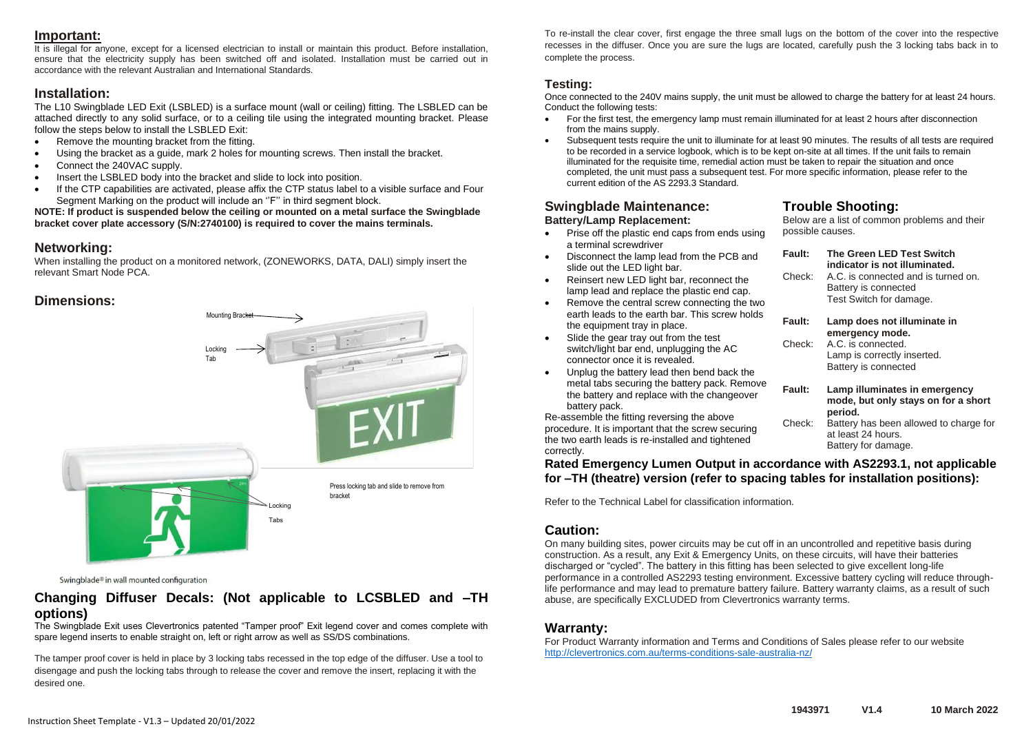## Important:

It is illegal for anyone, except for a licensed electrician to install or maintain this product. Before installation, ensure that the electricity supply has been switched off and isolated. Installation must be carried out in accordance with the relevant Australian and International Standards.

## Installation:

The L10 Swingblade LED Exit (LSBLED) is a surface mount (wall or ceiling) fitting. The LSBLED can be attached directly to any solid surface, or to a ceiling tile using the integrated mounting bracket. Please follow the steps below to install the LSBLED Exit:

- Remove the mounting bracket from the fitting.
- Using the bracket as a guide, mark 2 holes for mounting screws. Then install the bracket.
- Connect the 240VAC supply.
- Insert the LSBLED body into the bracket and slide to lock into position.
- If the CTP capabilities are activated, please affix the CTP status label to a visible surface and Four Segment Marking on the product will include an ''F'' in third segment block.

**NOTE: If product is suspended below the ceiling or mounted on a metal surface the Swingblade bracket cover plate accessory (S/N:2740100) is required to cover the mains terminals.**

## Networking:

When installing the product on a monitored network, (ZONEWORKS, DATA, DALI) simply insert the relevant Smart Node PCA.

## Dimensions:

Mounting Bracket

Locking Tab

Press locking tab and slide to remove from bracket

Locking Tabs

Swingblade® in wall mounted configuration

## Changing Diffuser Decals: (Not applicable to LCSBLED and –TH options)

The Swingblade Exit uses Clevertronics patented "Tamper proof" Exit legend cover and comes complete with spare legend inserts to enable straight on, left or right arrow as well as SS/DS combinations.

The tamper proof cover is held in place by 3 locking tabs recessed in the top edge of the diffuser. Use a tool to disengage and push the locking tabs through to release the cover and remove the insert, replacing it with the desired one.

To re-install the clear cover, first engage the three small lugs on the bottom of the cover into the respective recesses in the diffuser. Once you are sure the lugs are located, carefully push the 3 locking tabs back in to complete the process.

## Testing:

Once connected to the 240V mains supply, the unit must be allowed to charge the battery for at least 24 hours. Conduct the following tests:

- For the first test, the emergency lamp must remain illuminated for at least 2 hours after disconnection from the mains supply.
- Subsequent tests require the unit to illuminate for at least 90 minutes. The results of all tests are required to be recorded in a service logbook, which is to be kept on-site at all times. If the unit fails to remain illuminated for the requisite time, remedial action must be taken to repair the situation and once completed, the unit must pass a subsequent test. For more specific information, please refer to the current edition of the AS 2293.3 Standard.

## Swingblade Maintenance:

**Battery/Lamp Replacement:**

- Prise off the plastic end caps from ends using a terminal screwdriver
- Disconnect the lamp lead from the PCB and slide out the LED light bar.
- Reinsert new LED light bar, reconnect the lamp lead and replace the plastic end cap.
- Remove the central screw connecting the two earth leads to the earth bar. This screw holds the equipment tray in place.
- Slide the gear tray out from the test switch/light bar end, unplugging the AC connector once it is revealed.
- Unplug the battery lead then bend back the metal tabs securing the battery pack. Remove the battery and replace with the changeover battery pack.

Re-assemble the fitting reversing the above procedure. It is important that the screw securing the two earth leads is re-installed and tightened correctly.

## Trouble Shooting:

Below are a list of common problems and their possible causes.

**Fault:** **The Green LED Test Switch indicator is not illuminated.**
Check: A.C. is connected and is turned on.
Battery is connected
Test Switch for damage.

**Fault:** **Lamp does not illuminate in emergency mode.**
Check: A.C. is connected.
Lamp is correctly inserted.
Battery is connected

**Fault:** **Lamp illuminates in emergency mode, but only stays on for a short period.**
Check: Battery has been allowed to charge for at least 24 hours.
Battery for damage.

### Rated Emergency Lumen Output in accordance with AS2293.1, not applicable for –TH (theatre) version (refer to spacing tables for installation positions):

Refer to the Technical Label for classification information.

## Caution:

On many building sites, power circuits may be cut off in an uncontrolled and repetitive basis during construction. As a result, any Exit & Emergency Units, on these circuits, will have their batteries discharged or "cycled". The battery in this fitting has been selected to give excellent long-life performance in a controlled AS2293 testing environment. Excessive battery cycling will reduce through-life performance and may lead to premature battery failure. Battery warranty claims, as a result of such abuse, are specifically EXCLUDED from Clevertronics warranty terms.

## Warranty:

For Product Warranty information and Terms and Conditions of Sales please refer to our website http://clevertronics.com.au/terms-conditions-sale-australia-nz/

1943971 V1.4 10 March 2022